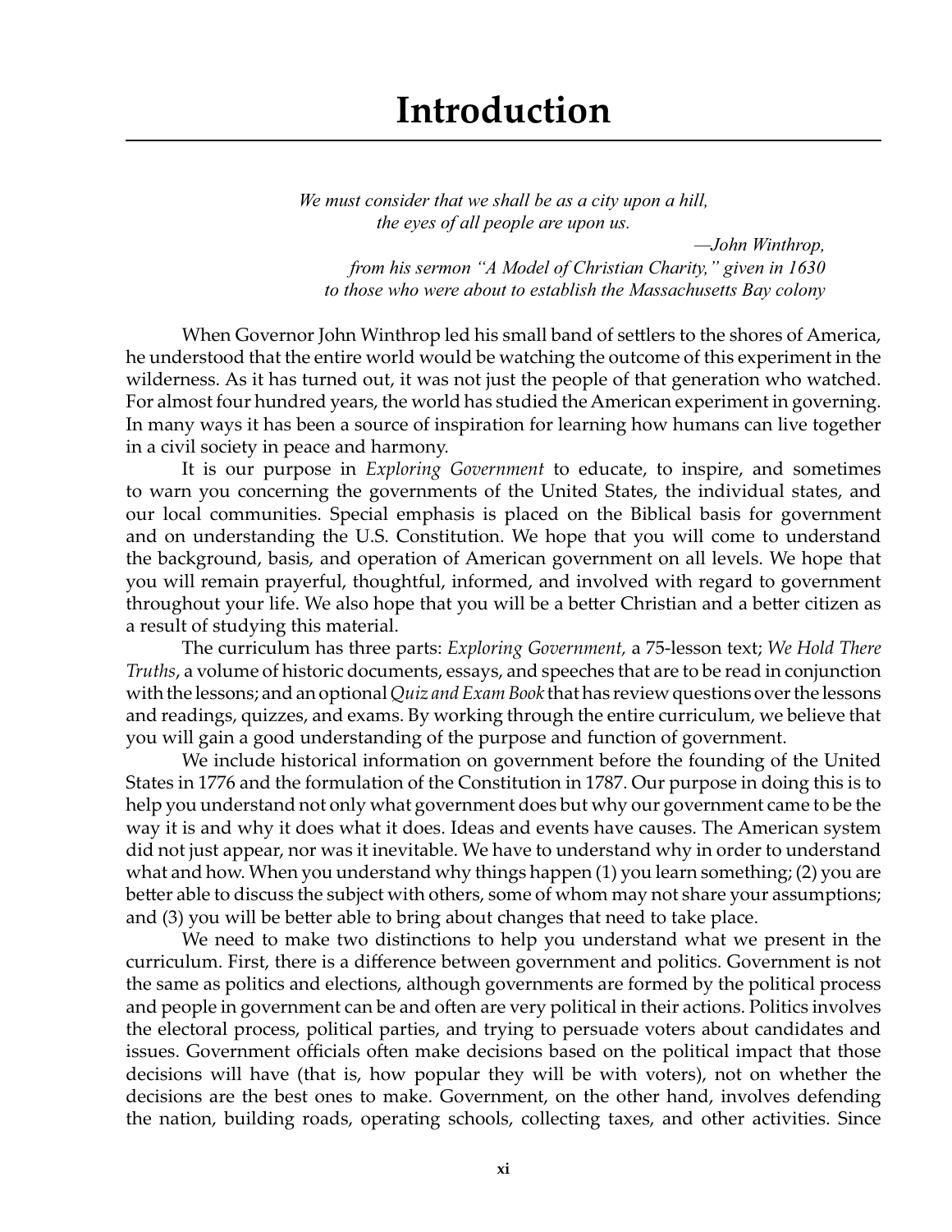# Introduction

*We must consider that we shall be as a city upon a hill,*
*the eyes of all people are upon us.*

*—John Winthrop,*
*from his sermon "A Model of Christian Charity," given in 1630*
*to those who were about to establish the Massachusetts Bay colony*

When Governor John Winthrop led his small band of settlers to the shores of America, he understood that the entire world would be watching the outcome of this experiment in the wilderness. As it has turned out, it was not just the people of that generation who watched. For almost four hundred years, the world has studied the American experiment in governing. In many ways it has been a source of inspiration for learning how humans can live together in a civil society in peace and harmony.

It is our purpose in *Exploring Government* to educate, to inspire, and sometimes to warn you concerning the governments of the United States, the individual states, and our local communities. Special emphasis is placed on the Biblical basis for government and on understanding the U.S. Constitution. We hope that you will come to understand the background, basis, and operation of American government on all levels. We hope that you will remain prayerful, thoughtful, informed, and involved with regard to government throughout your life. We also hope that you will be a better Christian and a better citizen as a result of studying this material.

The curriculum has three parts: *Exploring Government,* a 75-lesson text; *We Hold There Truths*, a volume of historic documents, essays, and speeches that are to be read in conjunction with the lessons; and an optional *Quiz and Exam Book* that has review questions over the lessons and readings, quizzes, and exams. By working through the entire curriculum, we believe that you will gain a good understanding of the purpose and function of government.

We include historical information on government before the founding of the United States in 1776 and the formulation of the Constitution in 1787. Our purpose in doing this is to help you understand not only what government does but why our government came to be the way it is and why it does what it does. Ideas and events have causes. The American system did not just appear, nor was it inevitable. We have to understand why in order to understand what and how. When you understand why things happen (1) you learn something; (2) you are better able to discuss the subject with others, some of whom may not share your assumptions; and (3) you will be better able to bring about changes that need to take place.

We need to make two distinctions to help you understand what we present in the curriculum. First, there is a difference between government and politics. Government is not the same as politics and elections, although governments are formed by the political process and people in government can be and often are very political in their actions. Politics involves the electoral process, political parties, and trying to persuade voters about candidates and issues. Government officials often make decisions based on the political impact that those decisions will have (that is, how popular they will be with voters), not on whether the decisions are the best ones to make. Government, on the other hand, involves defending the nation, building roads, operating schools, collecting taxes, and other activities. Since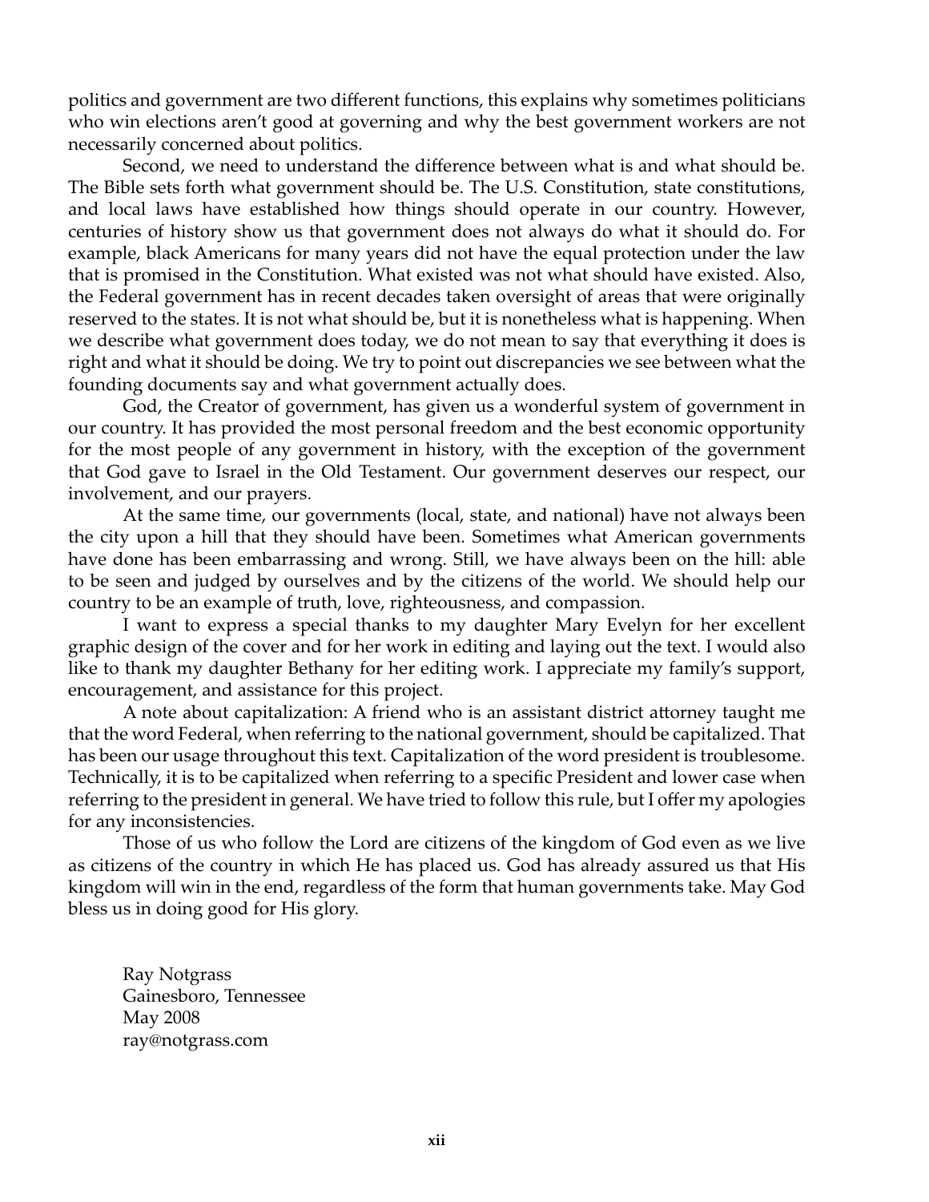politics and government are two different functions, this explains why sometimes politicians who win elections aren't good at governing and why the best government workers are not necessarily concerned about politics.

Second, we need to understand the difference between what is and what should be. The Bible sets forth what government should be. The U.S. Constitution, state constitutions, and local laws have established how things should operate in our country. However, centuries of history show us that government does not always do what it should do. For example, black Americans for many years did not have the equal protection under the law that is promised in the Constitution. What existed was not what should have existed. Also, the Federal government has in recent decades taken oversight of areas that were originally reserved to the states. It is not what should be, but it is nonetheless what is happening. When we describe what government does today, we do not mean to say that everything it does is right and what it should be doing. We try to point out discrepancies we see between what the founding documents say and what government actually does.

God, the Creator of government, has given us a wonderful system of government in our country. It has provided the most personal freedom and the best economic opportunity for the most people of any government in history, with the exception of the government that God gave to Israel in the Old Testament. Our government deserves our respect, our involvement, and our prayers.

At the same time, our governments (local, state, and national) have not always been the city upon a hill that they should have been. Sometimes what American governments have done has been embarrassing and wrong. Still, we have always been on the hill: able to be seen and judged by ourselves and by the citizens of the world. We should help our country to be an example of truth, love, righteousness, and compassion.

I want to express a special thanks to my daughter Mary Evelyn for her excellent graphic design of the cover and for her work in editing and laying out the text. I would also like to thank my daughter Bethany for her editing work. I appreciate my family's support, encouragement, and assistance for this project.

A note about capitalization: A friend who is an assistant district attorney taught me that the word Federal, when referring to the national government, should be capitalized. That has been our usage throughout this text. Capitalization of the word president is troublesome. Technically, it is to be capitalized when referring to a specific President and lower case when referring to the president in general. We have tried to follow this rule, but I offer my apologies for any inconsistencies.

Those of us who follow the Lord are citizens of the kingdom of God even as we live as citizens of the country in which He has placed us. God has already assured us that His kingdom will win in the end, regardless of the form that human governments take. May God bless us in doing good for His glory.

Ray Notgrass
Gainesboro, Tennessee
May 2008
ray@notgrass.com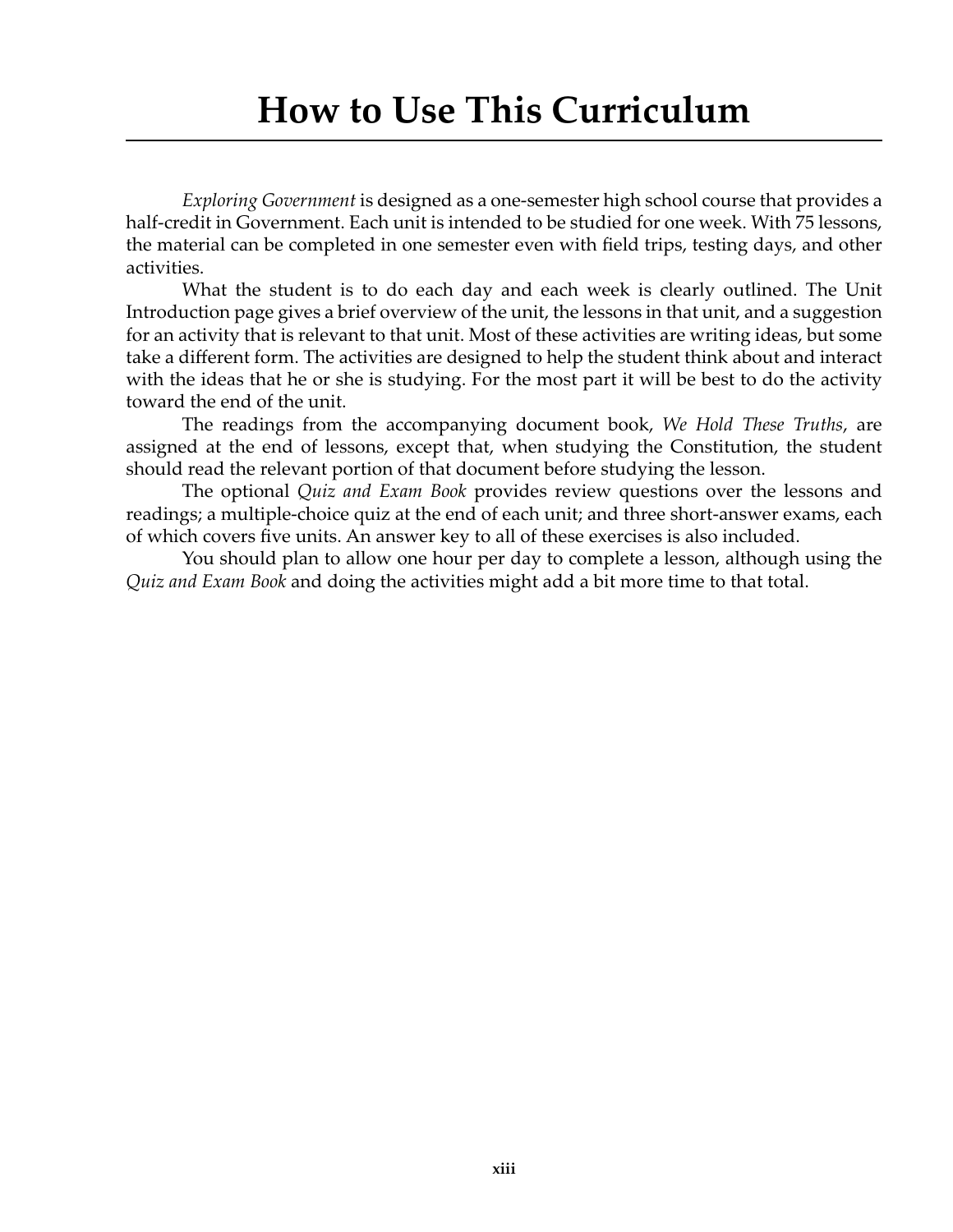# How to Use This Curriculum

*Exploring Government* is designed as a one-semester high school course that provides a half-credit in Government. Each unit is intended to be studied for one week. With 75 lessons, the material can be completed in one semester even with field trips, testing days, and other activities.

What the student is to do each day and each week is clearly outlined. The Unit Introduction page gives a brief overview of the unit, the lessons in that unit, and a suggestion for an activity that is relevant to that unit. Most of these activities are writing ideas, but some take a different form. The activities are designed to help the student think about and interact with the ideas that he or she is studying. For the most part it will be best to do the activity toward the end of the unit.

The readings from the accompanying document book, *We Hold These Truths*, are assigned at the end of lessons, except that, when studying the Constitution, the student should read the relevant portion of that document before studying the lesson.

The optional *Quiz and Exam Book* provides review questions over the lessons and readings; a multiple-choice quiz at the end of each unit; and three short-answer exams, each of which covers five units. An answer key to all of these exercises is also included.

You should plan to allow one hour per day to complete a lesson, although using the *Quiz and Exam Book* and doing the activities might add a bit more time to that total.